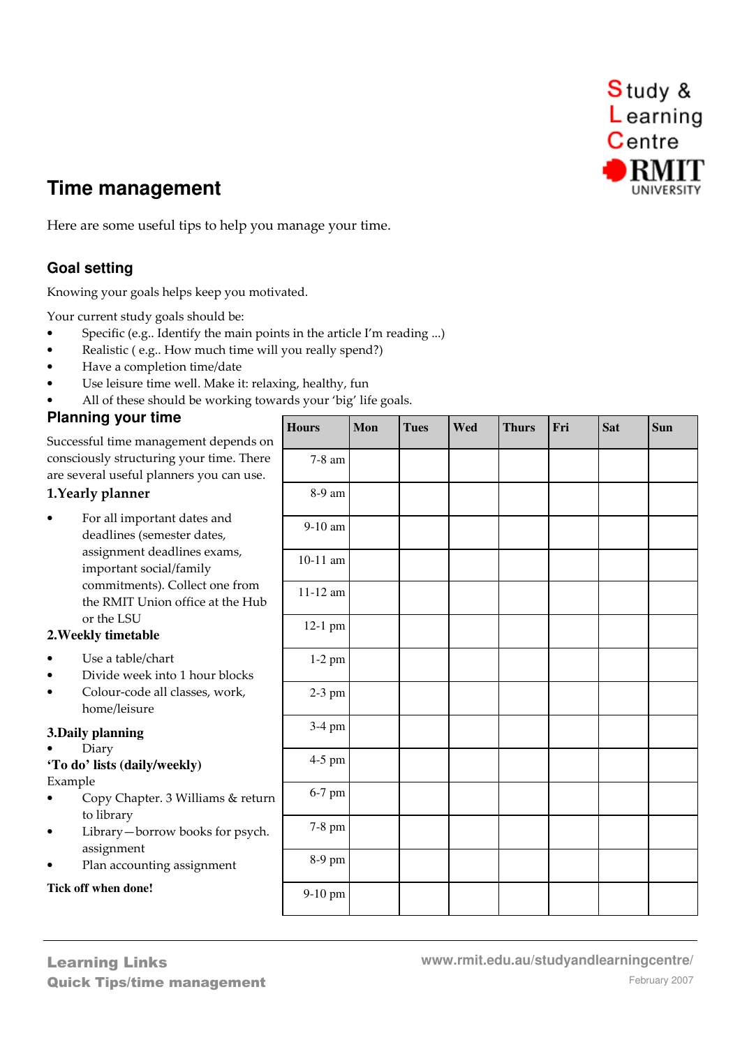Study & Learning Centre RMIT UNIVERSITY

# Time management

Here are some useful tips to help you manage your time.

## Goal setting

Knowing your goals helps keep you motivated.

Your current study goals should be:

- Specific (e.g.. Identify the main points in the article I'm reading ...)
- Realistic ( e.g.. How much time will you really spend?)
- Have a completion time/date
- Use leisure time well. Make it: relaxing, healthy, fun
- All of these should be working towards your 'big' life goals.

## Planning your time

Successful time management depends on consciously structuring your time. There are several useful planners you can use.

### 1.Yearly planner

- For all important dates and deadlines (semester dates, assignment deadlines exams, important social/family commitments). Collect one from the RMIT Union office at the Hub or the LSU

### 2.Weekly timetable

- Use a table/chart
- Divide week into 1 hour blocks
- Colour-code all classes, work, home/leisure

### 3.Daily planning

- Diary

**'To do' lists (daily/weekly)**

Example

- Copy Chapter. 3 Williams & return to library
- Library—borrow books for psych. assignment
- Plan accounting assignment

**Tick off when done!**

| Hours | Mon | Tues | Wed | Thurs | Fri | Sat | Sun |
|---|---|---|---|---|---|---|---|
| 7-8 am | | | | | | | |
| 8-9 am | | | | | | | |
| 9-10 am | | | | | | | |
| 10-11 am | | | | | | | |
| 11-12 am | | | | | | | |
| 12-1 pm | | | | | | | |
| 1-2 pm | | | | | | | |
| 2-3 pm | | | | | | | |
| 3-4 pm | | | | | | | |
| 4-5 pm | | | | | | | |
| 6-7 pm | | | | | | | |
| 7-8 pm | | | | | | | |
| 8-9 pm | | | | | | | |
| 9-10 pm | | | | | | | |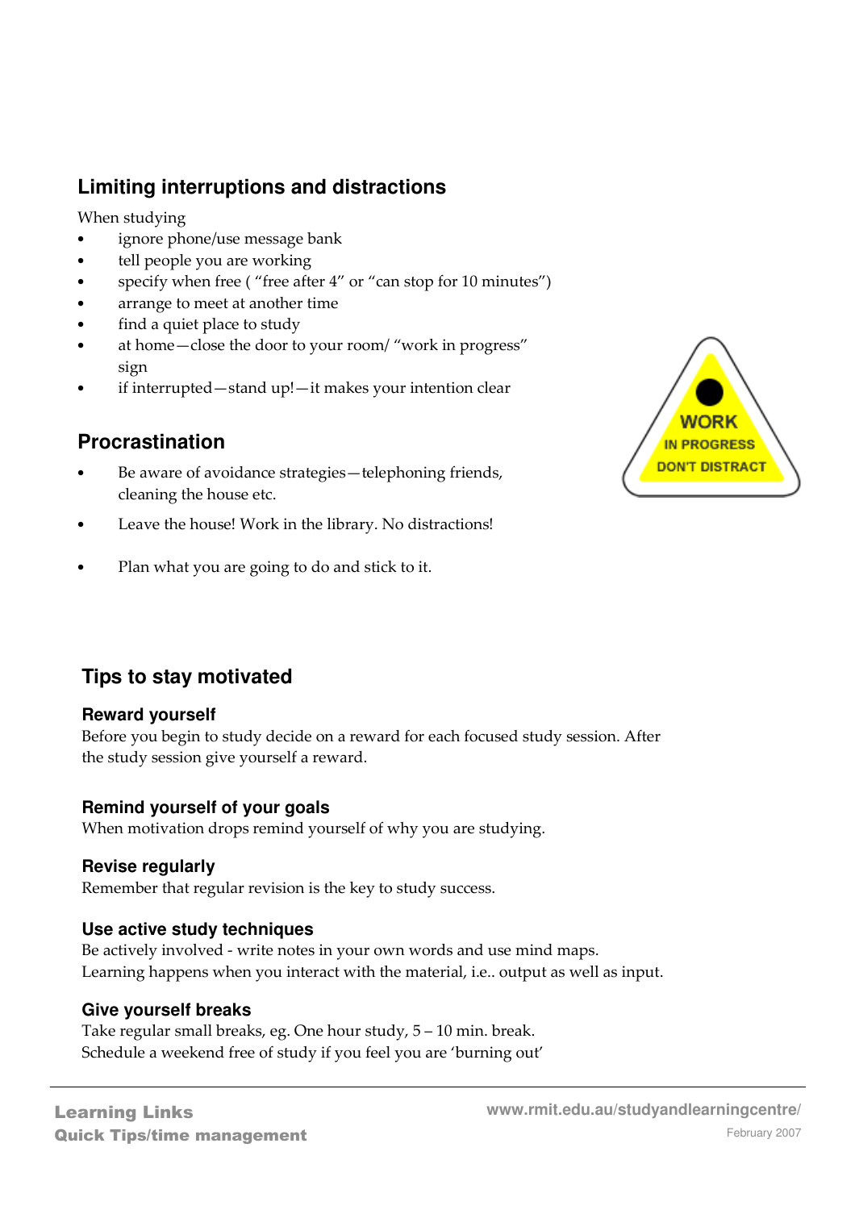## Limiting interruptions and distractions

When studying

- ignore phone/use message bank
- tell people you are working
- specify when free ( "free after 4" or "can stop for 10 minutes")
- arrange to meet at another time
- find a quiet place to study
- at home—close the door to your room/ "work in progress" sign
- if interrupted—stand up!—it makes your intention clear

## Procrastination

- Be aware of avoidance strategies—telephoning friends, cleaning the house etc.
- Leave the house! Work in the library. No distractions!
- Plan what you are going to do and stick to it.

## Tips to stay motivated

### Reward yourself

Before you begin to study decide on a reward for each focused study session. After the study session give yourself a reward.

### Remind yourself of your goals

When motivation drops remind yourself of why you are studying.

### Revise regularly

Remember that regular revision is the key to study success.

### Use active study techniques

Be actively involved - write notes in your own words and use mind maps.
Learning happens when you interact with the material, i.e.. output as well as input.

### Give yourself breaks

Take regular small breaks, eg. One hour study, 5 – 10 min. break.
Schedule a weekend free of study if you feel you are 'burning out'